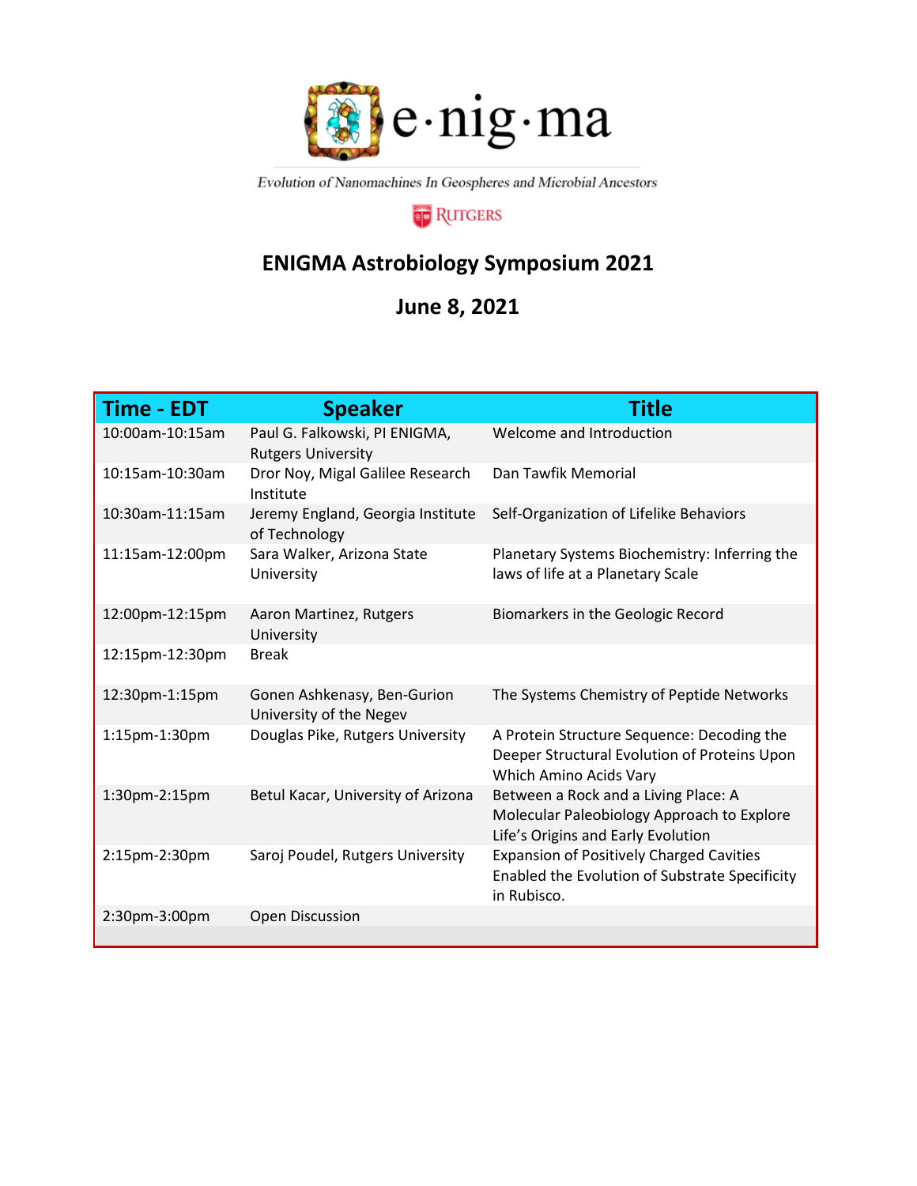e·nig·ma

Evolution of Nanomachines In Geospheres and Microbial Ancestors

RUTGERS

# ENIGMA Astrobiology Symposium 2021

## June 8, 2021

| Time - EDT | Speaker | Title |
|---|---|---|
| 10:00am-10:15am | Paul G. Falkowski, PI ENIGMA, Rutgers University | Welcome and Introduction |
| 10:15am-10:30am | Dror Noy, Migal Galilee Research Institute | Dan Tawfik Memorial |
| 10:30am-11:15am | Jeremy England, Georgia Institute of Technology | Self-Organization of Lifelike Behaviors |
| 11:15am-12:00pm | Sara Walker, Arizona State University | Planetary Systems Biochemistry: Inferring the laws of life at a Planetary Scale |
| 12:00pm-12:15pm | Aaron Martinez, Rutgers University | Biomarkers in the Geologic Record |
| 12:15pm-12:30pm | Break | |
| 12:30pm-1:15pm | Gonen Ashkenasy, Ben-Gurion University of the Negev | The Systems Chemistry of Peptide Networks |
| 1:15pm-1:30pm | Douglas Pike, Rutgers University | A Protein Structure Sequence: Decoding the Deeper Structural Evolution of Proteins Upon Which Amino Acids Vary |
| 1:30pm-2:15pm | Betul Kacar, University of Arizona | Between a Rock and a Living Place: A Molecular Paleobiology Approach to Explore Life's Origins and Early Evolution |
| 2:15pm-2:30pm | Saroj Poudel, Rutgers University | Expansion of Positively Charged Cavities Enabled the Evolution of Substrate Specificity in Rubisco. |
| 2:30pm-3:00pm | Open Discussion | |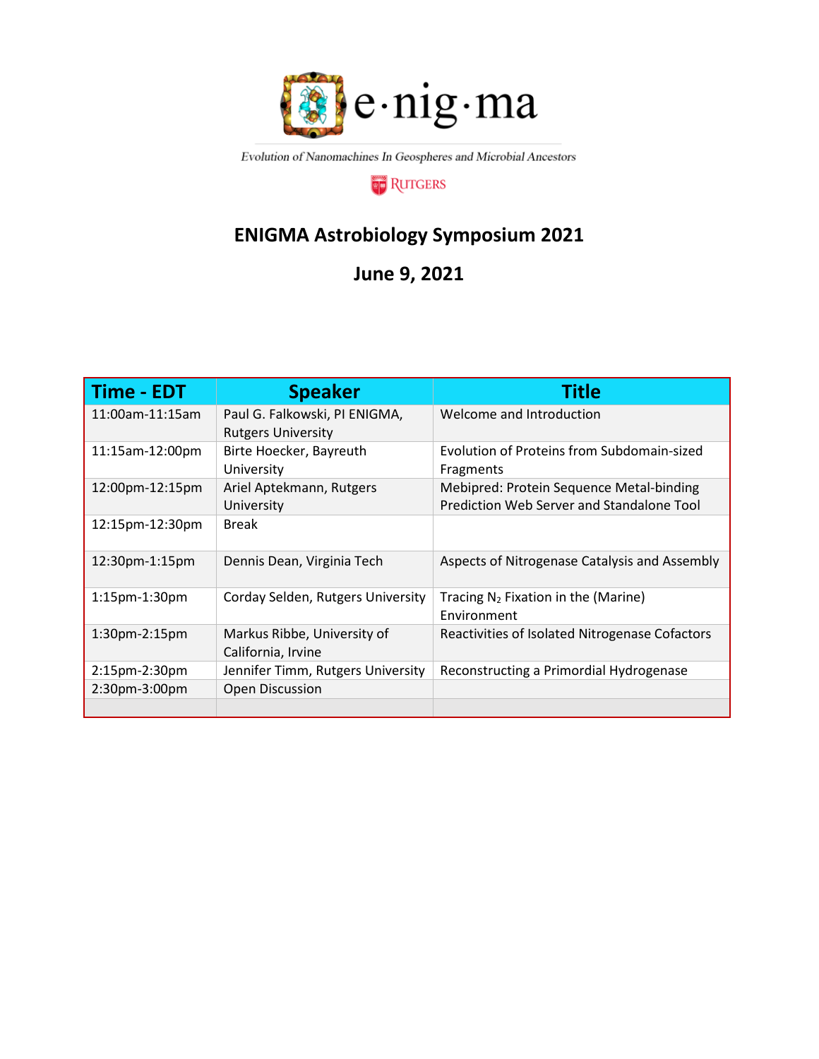e·nig·ma

*Evolution of Nanomachines In Geospheres and Microbial Ancestors*

RUTGERS

# ENIGMA Astrobiology Symposium 2021

## June 9, 2021

| Time - EDT | Speaker | Title |
|---|---|---|
| 11:00am-11:15am | Paul G. Falkowski, PI ENIGMA, Rutgers University | Welcome and Introduction |
| 11:15am-12:00pm | Birte Hoecker, Bayreuth University | Evolution of Proteins from Subdomain-sized Fragments |
| 12:00pm-12:15pm | Ariel Aptekmann, Rutgers University | Mebipred: Protein Sequence Metal-binding Prediction Web Server and Standalone Tool |
| 12:15pm-12:30pm | Break | |
| 12:30pm-1:15pm | Dennis Dean, Virginia Tech | Aspects of Nitrogenase Catalysis and Assembly |
| 1:15pm-1:30pm | Corday Selden, Rutgers University | Tracing $N_2$ Fixation in the (Marine) Environment |
| 1:30pm-2:15pm | Markus Ribbe, University of California, Irvine | Reactivities of Isolated Nitrogenase Cofactors |
| 2:15pm-2:30pm | Jennifer Timm, Rutgers University | Reconstructing a Primordial Hydrogenase |
| 2:30pm-3:00pm | Open Discussion | |
| | | |